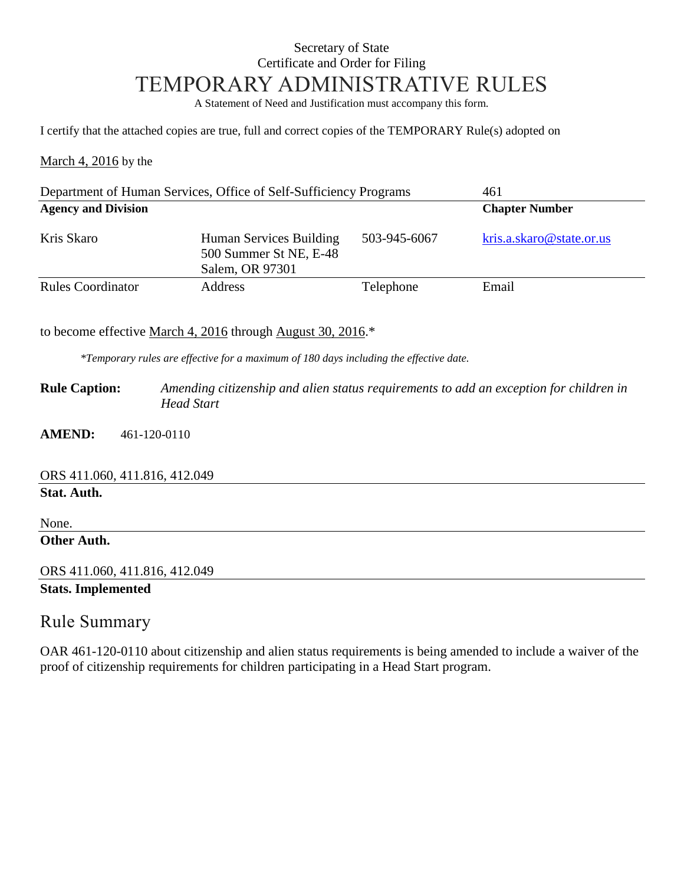Secretary of State
Certificate and Order for Filing

# TEMPORARY ADMINISTRATIVE RULES

A Statement of Need and Justification must accompany this form.

I certify that the attached copies are true, full and correct copies of the TEMPORARY Rule(s) adopted on

March 4, 2016 by the

| Department of Human Services, Office of Self-Sufficiency Programs | 461 |
|---|---|
| **Agency and Division** | **Chapter Number** |

| Kris Skaro | Human Services Building 500 Summer St NE, E-48 Salem, OR 97301 | 503-945-6067 | kris.a.skaro@state.or.us |
|---|---|---|---|
| Rules Coordinator | Address | Telephone | Email |

to become effective March 4, 2016 through August 30, 2016.*

*\*Temporary rules are effective for a maximum of 180 days including the effective date.*

**Rule Caption:** *Amending citizenship and alien status requirements to add an exception for children in Head Start*

**AMEND:** 461-120-0110

ORS 411.060, 411.816, 412.049
**Stat. Auth.**

None.
**Other Auth.**

ORS 411.060, 411.816, 412.049
**Stats. Implemented**

## Rule Summary

OAR 461-120-0110 about citizenship and alien status requirements is being amended to include a waiver of the proof of citizenship requirements for children participating in a Head Start program.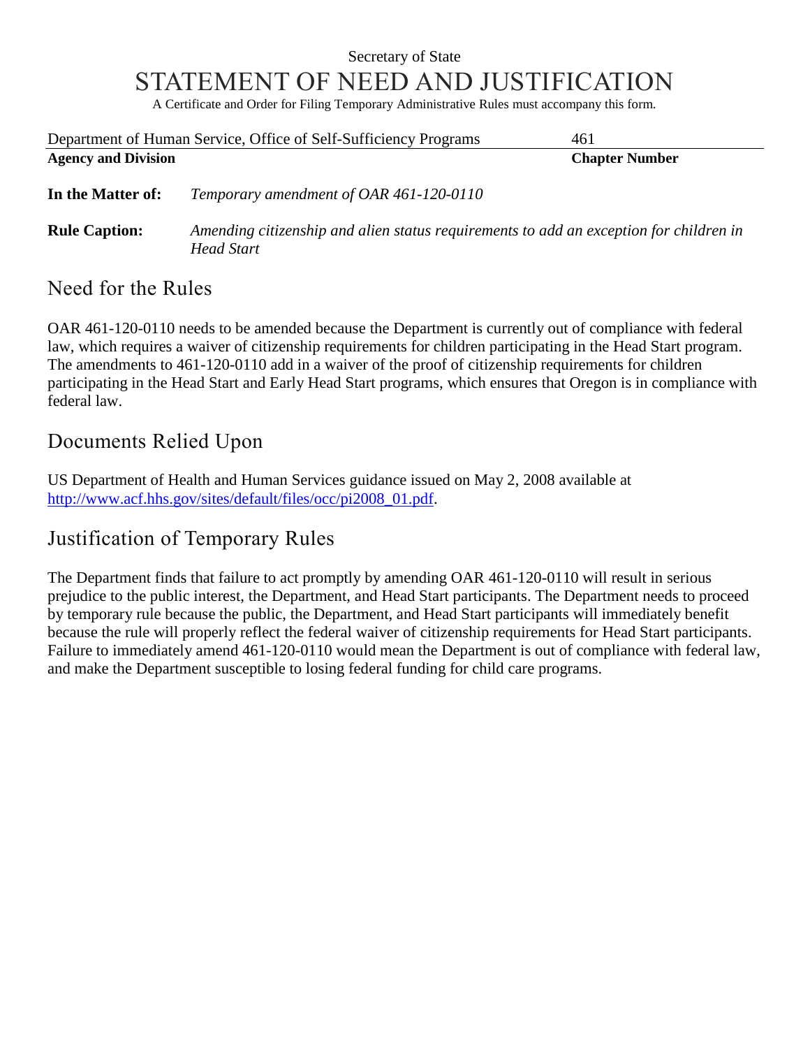Secretary of State

# STATEMENT OF NEED AND JUSTIFICATION

A Certificate and Order for Filing Temporary Administrative Rules must accompany this form.

| Department of Human Service, Office of Self-Sufficiency Programs | 461 |
|---|---|
| **Agency and Division** | **Chapter Number** |

**In the Matter of:** *Temporary amendment of OAR 461-120-0110*

**Rule Caption:** *Amending citizenship and alien status requirements to add an exception for children in Head Start*

## Need for the Rules

OAR 461-120-0110 needs to be amended because the Department is currently out of compliance with federal law, which requires a waiver of citizenship requirements for children participating in the Head Start program. The amendments to 461-120-0110 add in a waiver of the proof of citizenship requirements for children participating in the Head Start and Early Head Start programs, which ensures that Oregon is in compliance with federal law.

## Documents Relied Upon

US Department of Health and Human Services guidance issued on May 2, 2008 available at http://www.acf.hhs.gov/sites/default/files/occ/pi2008_01.pdf.

## Justification of Temporary Rules

The Department finds that failure to act promptly by amending OAR 461-120-0110 will result in serious prejudice to the public interest, the Department, and Head Start participants. The Department needs to proceed by temporary rule because the public, the Department, and Head Start participants will immediately benefit because the rule will properly reflect the federal waiver of citizenship requirements for Head Start participants. Failure to immediately amend 461-120-0110 would mean the Department is out of compliance with federal law, and make the Department susceptible to losing federal funding for child care programs.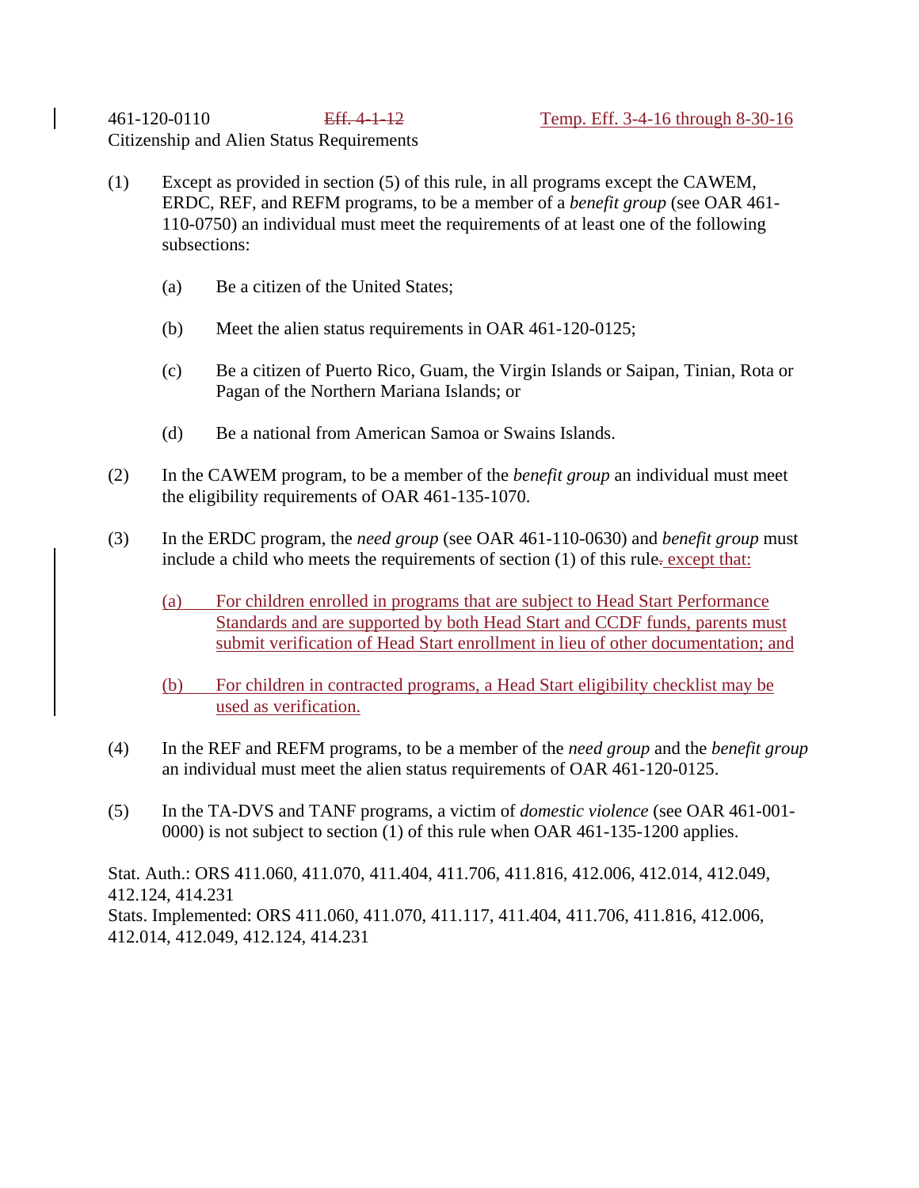461-120-0110 ~~Eff. 4-1-12~~ Temp. Eff. 3-4-16 through 8-30-16

Citizenship and Alien Status Requirements

(1) Except as provided in section (5) of this rule, in all programs except the CAWEM, ERDC, REF, and REFM programs, to be a member of a *benefit group* (see OAR 461-110-0750) an individual must meet the requirements of at least one of the following subsections:

(a) Be a citizen of the United States;

(b) Meet the alien status requirements in OAR 461-120-0125;

(c) Be a citizen of Puerto Rico, Guam, the Virgin Islands or Saipan, Tinian, Rota or Pagan of the Northern Mariana Islands; or

(d) Be a national from American Samoa or Swains Islands.

(2) In the CAWEM program, to be a member of the *benefit group* an individual must meet the eligibility requirements of OAR 461-135-1070.

(3) In the ERDC program, the *need group* (see OAR 461-110-0630) and *benefit group* must include a child who meets the requirements of section (1) of this rule~~.~~ except that:

(a) For children enrolled in programs that are subject to Head Start Performance Standards and are supported by both Head Start and CCDF funds, parents must submit verification of Head Start enrollment in lieu of other documentation; and

(b) For children in contracted programs, a Head Start eligibility checklist may be used as verification.

(4) In the REF and REFM programs, to be a member of the *need group* and the *benefit group* an individual must meet the alien status requirements of OAR 461-120-0125.

(5) In the TA-DVS and TANF programs, a victim of *domestic violence* (see OAR 461-001-0000) is not subject to section (1) of this rule when OAR 461-135-1200 applies.

Stat. Auth.: ORS 411.060, 411.070, 411.404, 411.706, 411.816, 412.006, 412.014, 412.049, 412.124, 414.231
Stats. Implemented: ORS 411.060, 411.070, 411.117, 411.404, 411.706, 411.816, 412.006, 412.014, 412.049, 412.124, 414.231